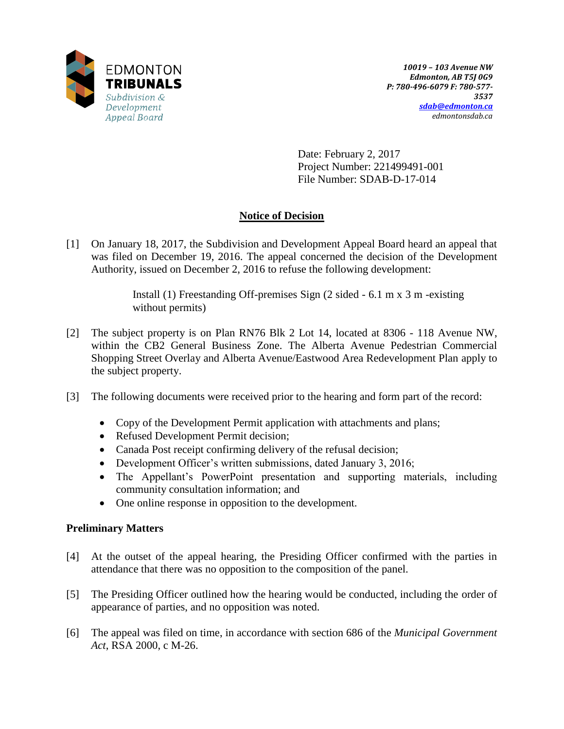EDMONTON **TRIBUNALS**
*Subdivision & Development Appeal Board*

*10019 – 103 Avenue NW*
*Edmonton, AB T5J 0G9*
*P: 780-496-6079 F: 780-577-3537*
*sdab@edmonton.ca*
*edmontonsdab.ca*

Date: February 2, 2017
Project Number: 221499491-001
File Number: SDAB-D-17-014

## Notice of Decision

[1] On January 18, 2017, the Subdivision and Development Appeal Board heard an appeal that was filed on December 19, 2016. The appeal concerned the decision of the Development Authority, issued on December 2, 2016 to refuse the following development:

> Install (1) Freestanding Off-premises Sign (2 sided - 6.1 m x 3 m -existing without permits)

[2] The subject property is on Plan RN76 Blk 2 Lot 14, located at 8306 - 118 Avenue NW, within the CB2 General Business Zone. The Alberta Avenue Pedestrian Commercial Shopping Street Overlay and Alberta Avenue/Eastwood Area Redevelopment Plan apply to the subject property.

[3] The following documents were received prior to the hearing and form part of the record:

- Copy of the Development Permit application with attachments and plans;
- Refused Development Permit decision;
- Canada Post receipt confirming delivery of the refusal decision;
- Development Officer's written submissions, dated January 3, 2016;
- The Appellant's PowerPoint presentation and supporting materials, including community consultation information; and
- One online response in opposition to the development.

### Preliminary Matters

[4] At the outset of the appeal hearing, the Presiding Officer confirmed with the parties in attendance that there was no opposition to the composition of the panel.

[5] The Presiding Officer outlined how the hearing would be conducted, including the order of appearance of parties, and no opposition was noted.

[6] The appeal was filed on time, in accordance with section 686 of the *Municipal Government Act*, RSA 2000, c M-26.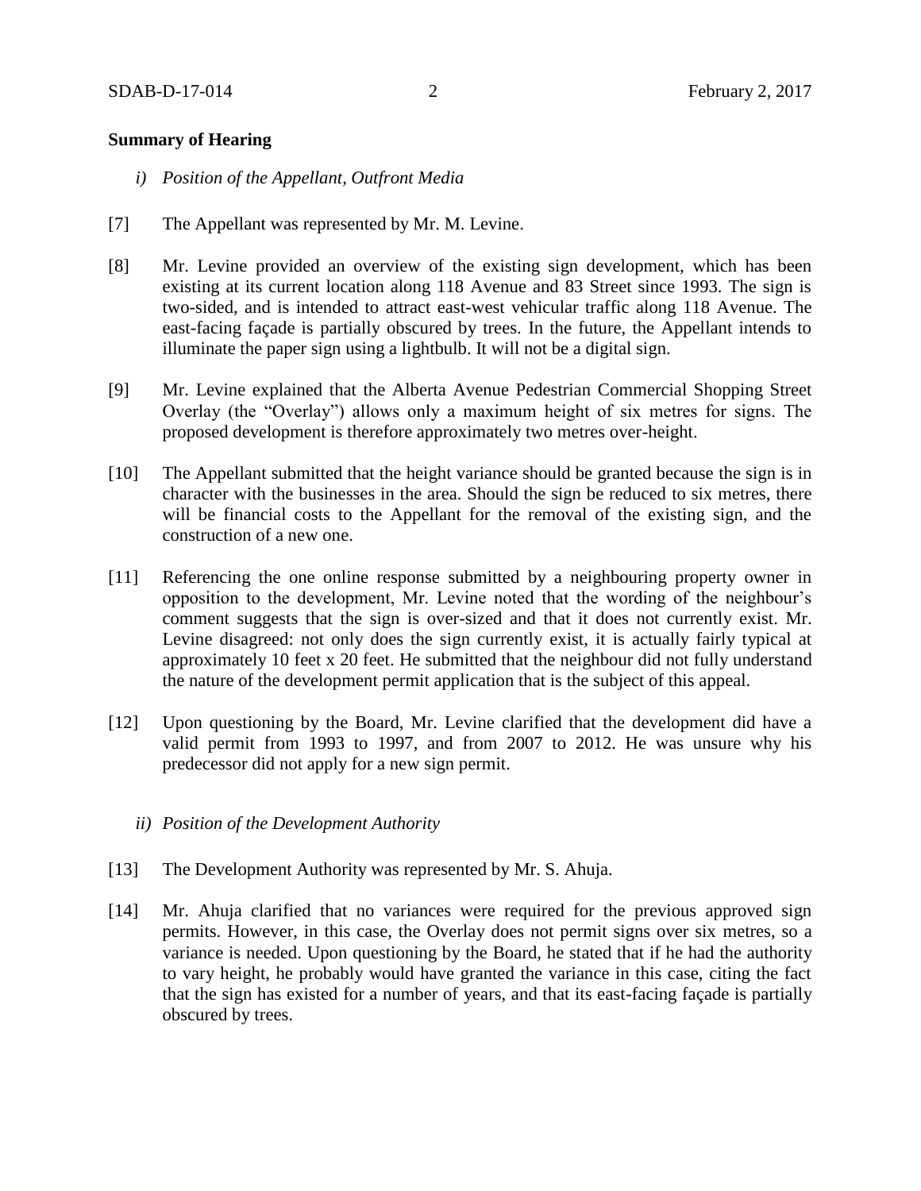**Summary of Hearing**

*i) Position of the Appellant, Outfront Media*

[7] The Appellant was represented by Mr. M. Levine.

[8] Mr. Levine provided an overview of the existing sign development, which has been existing at its current location along 118 Avenue and 83 Street since 1993. The sign is two-sided, and is intended to attract east-west vehicular traffic along 118 Avenue. The east-facing façade is partially obscured by trees. In the future, the Appellant intends to illuminate the paper sign using a lightbulb. It will not be a digital sign.

[9] Mr. Levine explained that the Alberta Avenue Pedestrian Commercial Shopping Street Overlay (the "Overlay") allows only a maximum height of six metres for signs. The proposed development is therefore approximately two metres over-height.

[10] The Appellant submitted that the height variance should be granted because the sign is in character with the businesses in the area. Should the sign be reduced to six metres, there will be financial costs to the Appellant for the removal of the existing sign, and the construction of a new one.

[11] Referencing the one online response submitted by a neighbouring property owner in opposition to the development, Mr. Levine noted that the wording of the neighbour's comment suggests that the sign is over-sized and that it does not currently exist. Mr. Levine disagreed: not only does the sign currently exist, it is actually fairly typical at approximately 10 feet x 20 feet. He submitted that the neighbour did not fully understand the nature of the development permit application that is the subject of this appeal.

[12] Upon questioning by the Board, Mr. Levine clarified that the development did have a valid permit from 1993 to 1997, and from 2007 to 2012. He was unsure why his predecessor did not apply for a new sign permit.

*ii) Position of the Development Authority*

[13] The Development Authority was represented by Mr. S. Ahuja.

[14] Mr. Ahuja clarified that no variances were required for the previous approved sign permits. However, in this case, the Overlay does not permit signs over six metres, so a variance is needed. Upon questioning by the Board, he stated that if he had the authority to vary height, he probably would have granted the variance in this case, citing the fact that the sign has existed for a number of years, and that its east-facing façade is partially obscured by trees.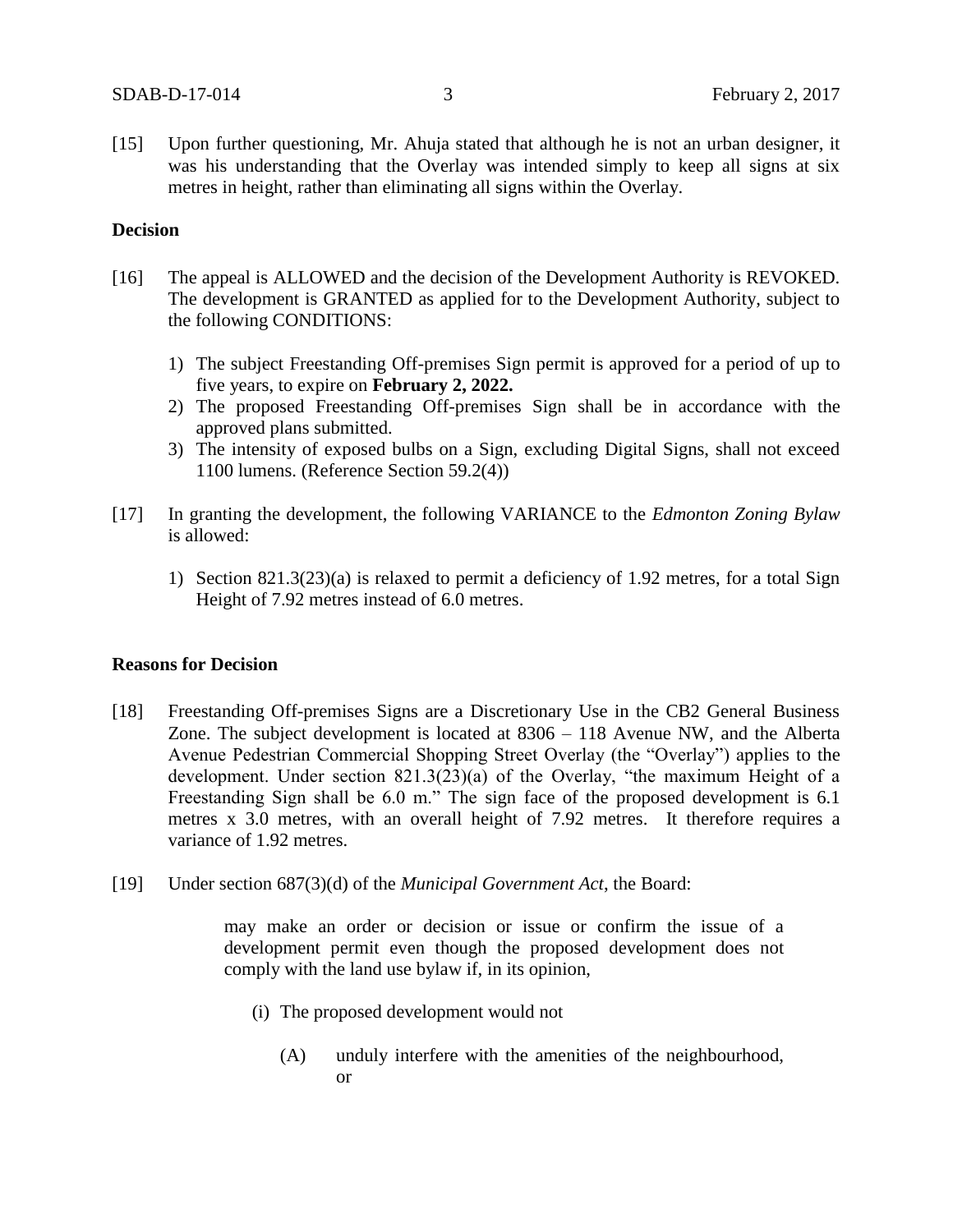[15] Upon further questioning, Mr. Ahuja stated that although he is not an urban designer, it was his understanding that the Overlay was intended simply to keep all signs at six metres in height, rather than eliminating all signs within the Overlay.

**Decision**

[16] The appeal is ALLOWED and the decision of the Development Authority is REVOKED. The development is GRANTED as applied for to the Development Authority, subject to the following CONDITIONS:

1) The subject Freestanding Off-premises Sign permit is approved for a period of up to five years, to expire on **February 2, 2022.**
2) The proposed Freestanding Off-premises Sign shall be in accordance with the approved plans submitted.
3) The intensity of exposed bulbs on a Sign, excluding Digital Signs, shall not exceed 1100 lumens. (Reference Section 59.2(4))

[17] In granting the development, the following VARIANCE to the *Edmonton Zoning Bylaw* is allowed:

1) Section 821.3(23)(a) is relaxed to permit a deficiency of 1.92 metres, for a total Sign Height of 7.92 metres instead of 6.0 metres.

**Reasons for Decision**

[18] Freestanding Off-premises Signs are a Discretionary Use in the CB2 General Business Zone. The subject development is located at 8306 – 118 Avenue NW, and the Alberta Avenue Pedestrian Commercial Shopping Street Overlay (the "Overlay") applies to the development. Under section 821.3(23)(a) of the Overlay, "the maximum Height of a Freestanding Sign shall be 6.0 m." The sign face of the proposed development is 6.1 metres x 3.0 metres, with an overall height of 7.92 metres. It therefore requires a variance of 1.92 metres.

[19] Under section 687(3)(d) of the *Municipal Government Act*, the Board:

> may make an order or decision or issue or confirm the issue of a development permit even though the proposed development does not comply with the land use bylaw if, in its opinion,
>
> (i) The proposed development would not
>
> (A) unduly interfere with the amenities of the neighbourhood, or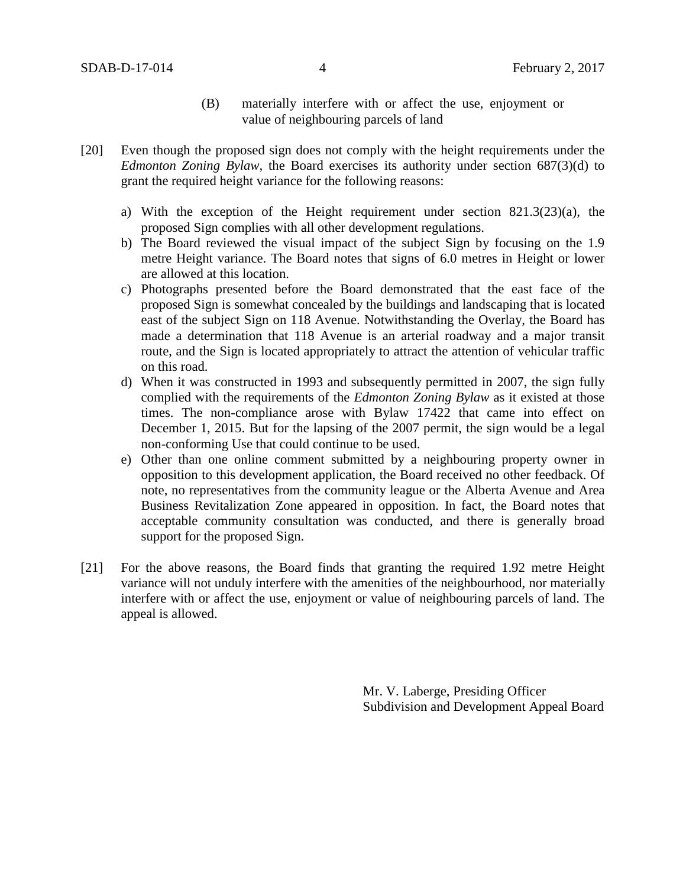(B) materially interfere with or affect the use, enjoyment or value of neighbouring parcels of land

[20] Even though the proposed sign does not comply with the height requirements under the *Edmonton Zoning Bylaw*, the Board exercises its authority under section 687(3)(d) to grant the required height variance for the following reasons:

a) With the exception of the Height requirement under section 821.3(23)(a), the proposed Sign complies with all other development regulations.
b) The Board reviewed the visual impact of the subject Sign by focusing on the 1.9 metre Height variance. The Board notes that signs of 6.0 metres in Height or lower are allowed at this location.
c) Photographs presented before the Board demonstrated that the east face of the proposed Sign is somewhat concealed by the buildings and landscaping that is located east of the subject Sign on 118 Avenue. Notwithstanding the Overlay, the Board has made a determination that 118 Avenue is an arterial roadway and a major transit route, and the Sign is located appropriately to attract the attention of vehicular traffic on this road.
d) When it was constructed in 1993 and subsequently permitted in 2007, the sign fully complied with the requirements of the *Edmonton Zoning Bylaw* as it existed at those times. The non-compliance arose with Bylaw 17422 that came into effect on December 1, 2015. But for the lapsing of the 2007 permit, the sign would be a legal non-conforming Use that could continue to be used.
e) Other than one online comment submitted by a neighbouring property owner in opposition to this development application, the Board received no other feedback. Of note, no representatives from the community league or the Alberta Avenue and Area Business Revitalization Zone appeared in opposition. In fact, the Board notes that acceptable community consultation was conducted, and there is generally broad support for the proposed Sign.

[21] For the above reasons, the Board finds that granting the required 1.92 metre Height variance will not unduly interfere with the amenities of the neighbourhood, nor materially interfere with or affect the use, enjoyment or value of neighbouring parcels of land. The appeal is allowed.

Mr. V. Laberge, Presiding Officer
Subdivision and Development Appeal Board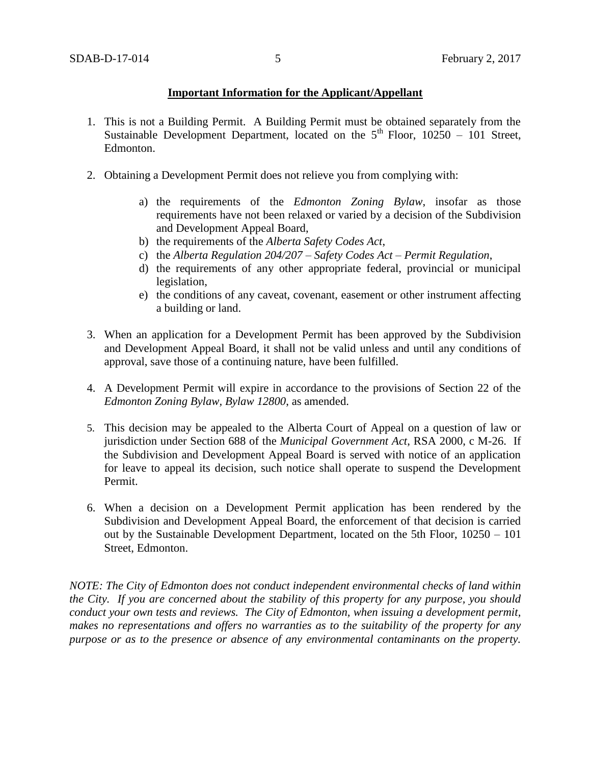**Important Information for the Applicant/Appellant**

1. This is not a Building Permit. A Building Permit must be obtained separately from the Sustainable Development Department, located on the 5th Floor, 10250 – 101 Street, Edmonton.

2. Obtaining a Development Permit does not relieve you from complying with:

   a) the requirements of the *Edmonton Zoning Bylaw*, insofar as those requirements have not been relaxed or varied by a decision of the Subdivision and Development Appeal Board,
   b) the requirements of the *Alberta Safety Codes Act*,
   c) the *Alberta Regulation 204/207 – Safety Codes Act – Permit Regulation*,
   d) the requirements of any other appropriate federal, provincial or municipal legislation,
   e) the conditions of any caveat, covenant, easement or other instrument affecting a building or land.

3. When an application for a Development Permit has been approved by the Subdivision and Development Appeal Board, it shall not be valid unless and until any conditions of approval, save those of a continuing nature, have been fulfilled.

4. A Development Permit will expire in accordance to the provisions of Section 22 of the *Edmonton Zoning Bylaw, Bylaw 12800*, as amended.

5. This decision may be appealed to the Alberta Court of Appeal on a question of law or jurisdiction under Section 688 of the *Municipal Government Act*, RSA 2000, c M-26. If the Subdivision and Development Appeal Board is served with notice of an application for leave to appeal its decision, such notice shall operate to suspend the Development Permit.

6. When a decision on a Development Permit application has been rendered by the Subdivision and Development Appeal Board, the enforcement of that decision is carried out by the Sustainable Development Department, located on the 5th Floor, 10250 – 101 Street, Edmonton.

*NOTE: The City of Edmonton does not conduct independent environmental checks of land within the City. If you are concerned about the stability of this property for any purpose, you should conduct your own tests and reviews. The City of Edmonton, when issuing a development permit, makes no representations and offers no warranties as to the suitability of the property for any purpose or as to the presence or absence of any environmental contaminants on the property.*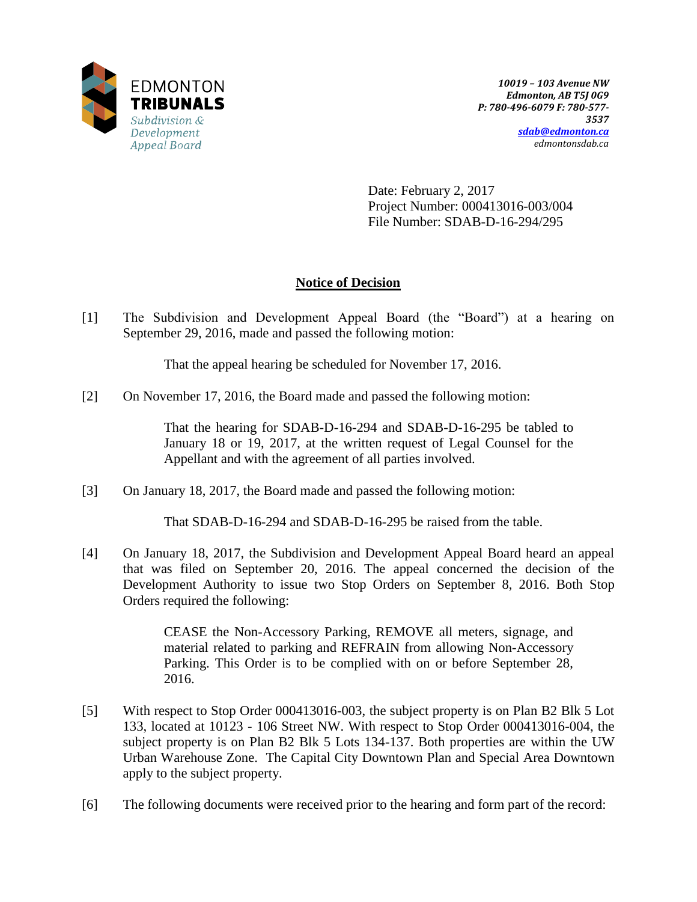EDMONTON
**TRIBUNALS**
*Subdivision & Development Appeal Board*

***10019 – 103 Avenue NW***
***Edmonton, AB T5J 0G9***
***P: 780-496-6079 F: 780-577-3537***
***sdab@edmonton.ca***
*edmontonsdab.ca*

Date: February 2, 2017
Project Number: 000413016-003/004
File Number: SDAB-D-16-294/295

## Notice of Decision

[1] The Subdivision and Development Appeal Board (the "Board") at a hearing on September 29, 2016, made and passed the following motion:

> That the appeal hearing be scheduled for November 17, 2016.

[2] On November 17, 2016, the Board made and passed the following motion:

> That the hearing for SDAB-D-16-294 and SDAB-D-16-295 be tabled to January 18 or 19, 2017, at the written request of Legal Counsel for the Appellant and with the agreement of all parties involved.

[3] On January 18, 2017, the Board made and passed the following motion:

> That SDAB-D-16-294 and SDAB-D-16-295 be raised from the table.

[4] On January 18, 2017, the Subdivision and Development Appeal Board heard an appeal that was filed on September 20, 2016. The appeal concerned the decision of the Development Authority to issue two Stop Orders on September 8, 2016. Both Stop Orders required the following:

> CEASE the Non-Accessory Parking, REMOVE all meters, signage, and material related to parking and REFRAIN from allowing Non-Accessory Parking. This Order is to be complied with on or before September 28, 2016.

[5] With respect to Stop Order 000413016-003, the subject property is on Plan B2 Blk 5 Lot 133, located at 10123 - 106 Street NW. With respect to Stop Order 000413016-004, the subject property is on Plan B2 Blk 5 Lots 134-137. Both properties are within the UW Urban Warehouse Zone. The Capital City Downtown Plan and Special Area Downtown apply to the subject property.

[6] The following documents were received prior to the hearing and form part of the record: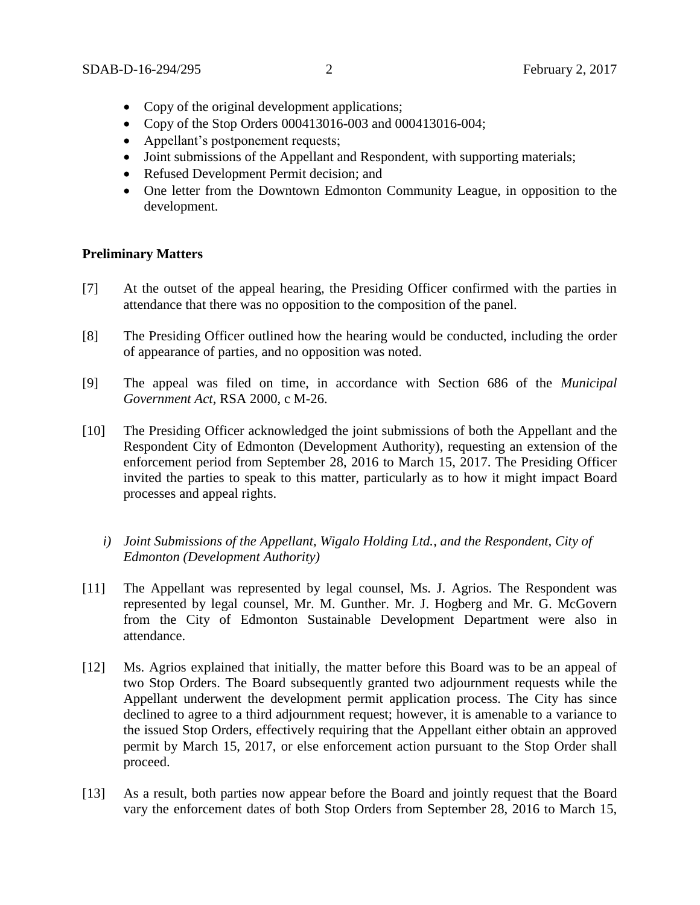- Copy of the original development applications;
- Copy of the Stop Orders 000413016-003 and 000413016-004;
- Appellant's postponement requests;
- Joint submissions of the Appellant and Respondent, with supporting materials;
- Refused Development Permit decision; and
- One letter from the Downtown Edmonton Community League, in opposition to the development.

**Preliminary Matters**

[7] At the outset of the appeal hearing, the Presiding Officer confirmed with the parties in attendance that there was no opposition to the composition of the panel.

[8] The Presiding Officer outlined how the hearing would be conducted, including the order of appearance of parties, and no opposition was noted.

[9] The appeal was filed on time, in accordance with Section 686 of the *Municipal Government Act*, RSA 2000, c M-26.

[10] The Presiding Officer acknowledged the joint submissions of both the Appellant and the Respondent City of Edmonton (Development Authority), requesting an extension of the enforcement period from September 28, 2016 to March 15, 2017. The Presiding Officer invited the parties to speak to this matter, particularly as to how it might impact Board processes and appeal rights.

*i) Joint Submissions of the Appellant, Wigalo Holding Ltd., and the Respondent, City of Edmonton (Development Authority)*

[11] The Appellant was represented by legal counsel, Ms. J. Agrios. The Respondent was represented by legal counsel, Mr. M. Gunther. Mr. J. Hogberg and Mr. G. McGovern from the City of Edmonton Sustainable Development Department were also in attendance.

[12] Ms. Agrios explained that initially, the matter before this Board was to be an appeal of two Stop Orders. The Board subsequently granted two adjournment requests while the Appellant underwent the development permit application process. The City has since declined to agree to a third adjournment request; however, it is amenable to a variance to the issued Stop Orders, effectively requiring that the Appellant either obtain an approved permit by March 15, 2017, or else enforcement action pursuant to the Stop Order shall proceed.

[13] As a result, both parties now appear before the Board and jointly request that the Board vary the enforcement dates of both Stop Orders from September 28, 2016 to March 15,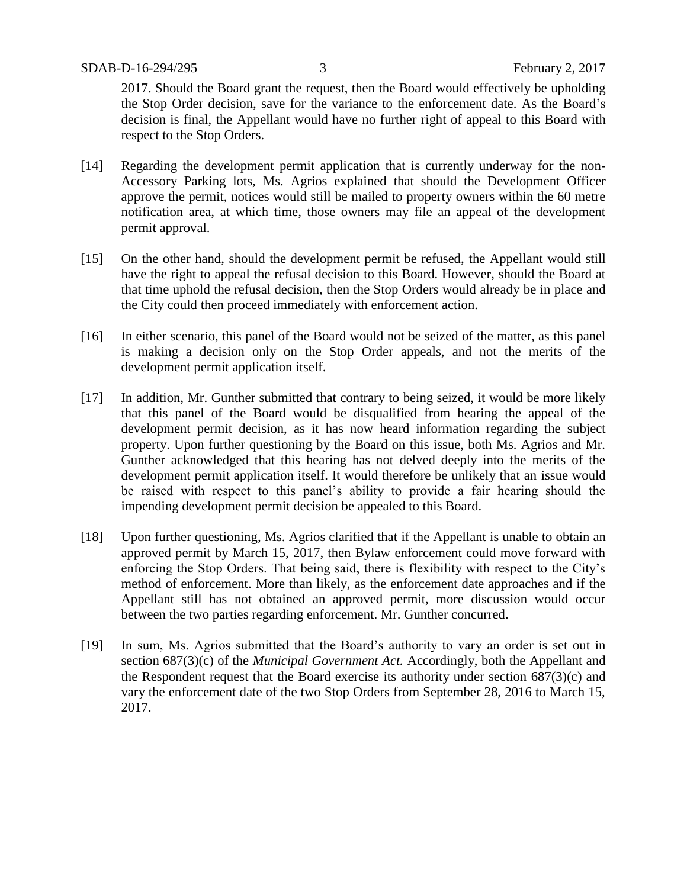2017. Should the Board grant the request, then the Board would effectively be upholding the Stop Order decision, save for the variance to the enforcement date. As the Board's decision is final, the Appellant would have no further right of appeal to this Board with respect to the Stop Orders.

[14] Regarding the development permit application that is currently underway for the non-Accessory Parking lots, Ms. Agrios explained that should the Development Officer approve the permit, notices would still be mailed to property owners within the 60 metre notification area, at which time, those owners may file an appeal of the development permit approval.

[15] On the other hand, should the development permit be refused, the Appellant would still have the right to appeal the refusal decision to this Board. However, should the Board at that time uphold the refusal decision, then the Stop Orders would already be in place and the City could then proceed immediately with enforcement action.

[16] In either scenario, this panel of the Board would not be seized of the matter, as this panel is making a decision only on the Stop Order appeals, and not the merits of the development permit application itself.

[17] In addition, Mr. Gunther submitted that contrary to being seized, it would be more likely that this panel of the Board would be disqualified from hearing the appeal of the development permit decision, as it has now heard information regarding the subject property. Upon further questioning by the Board on this issue, both Ms. Agrios and Mr. Gunther acknowledged that this hearing has not delved deeply into the merits of the development permit application itself. It would therefore be unlikely that an issue would be raised with respect to this panel's ability to provide a fair hearing should the impending development permit decision be appealed to this Board.

[18] Upon further questioning, Ms. Agrios clarified that if the Appellant is unable to obtain an approved permit by March 15, 2017, then Bylaw enforcement could move forward with enforcing the Stop Orders. That being said, there is flexibility with respect to the City's method of enforcement. More than likely, as the enforcement date approaches and if the Appellant still has not obtained an approved permit, more discussion would occur between the two parties regarding enforcement. Mr. Gunther concurred.

[19] In sum, Ms. Agrios submitted that the Board's authority to vary an order is set out in section 687(3)(c) of the *Municipal Government Act.* Accordingly, both the Appellant and the Respondent request that the Board exercise its authority under section 687(3)(c) and vary the enforcement date of the two Stop Orders from September 28, 2016 to March 15, 2017.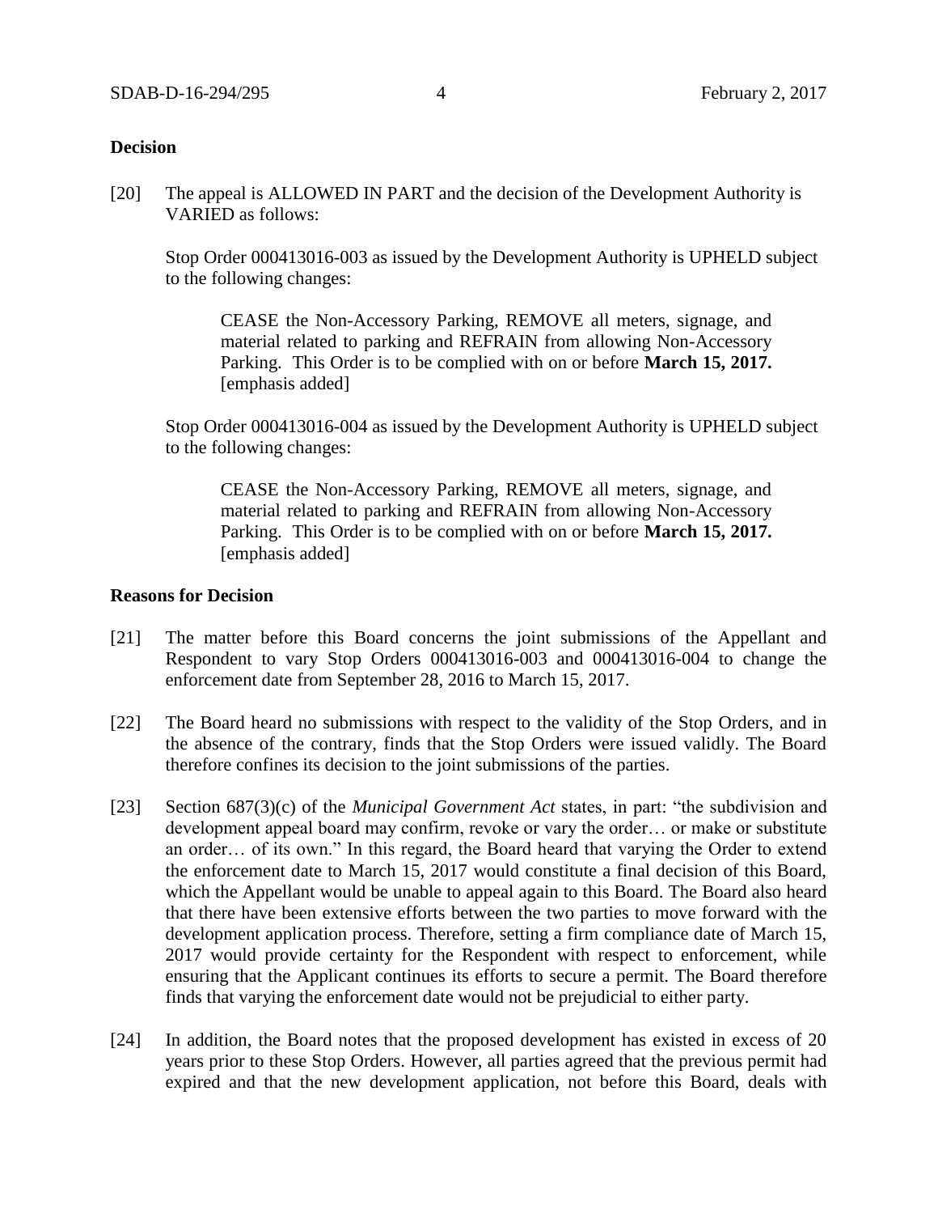### Decision

[20] The appeal is ALLOWED IN PART and the decision of the Development Authority is VARIED as follows:

> Stop Order 000413016-003 as issued by the Development Authority is UPHELD subject to the following changes:
>
> > CEASE the Non-Accessory Parking, REMOVE all meters, signage, and material related to parking and REFRAIN from allowing Non-Accessory Parking. This Order is to be complied with on or before **March 15, 2017.** [emphasis added]
>
> Stop Order 000413016-004 as issued by the Development Authority is UPHELD subject to the following changes:
>
> > CEASE the Non-Accessory Parking, REMOVE all meters, signage, and material related to parking and REFRAIN from allowing Non-Accessory Parking. This Order is to be complied with on or before **March 15, 2017.** [emphasis added]

### Reasons for Decision

[21] The matter before this Board concerns the joint submissions of the Appellant and Respondent to vary Stop Orders 000413016-003 and 000413016-004 to change the enforcement date from September 28, 2016 to March 15, 2017.

[22] The Board heard no submissions with respect to the validity of the Stop Orders, and in the absence of the contrary, finds that the Stop Orders were issued validly. The Board therefore confines its decision to the joint submissions of the parties.

[23] Section 687(3)(c) of the *Municipal Government Act* states, in part: "the subdivision and development appeal board may confirm, revoke or vary the order… or make or substitute an order… of its own." In this regard, the Board heard that varying the Order to extend the enforcement date to March 15, 2017 would constitute a final decision of this Board, which the Appellant would be unable to appeal again to this Board. The Board also heard that there have been extensive efforts between the two parties to move forward with the development application process. Therefore, setting a firm compliance date of March 15, 2017 would provide certainty for the Respondent with respect to enforcement, while ensuring that the Applicant continues its efforts to secure a permit. The Board therefore finds that varying the enforcement date would not be prejudicial to either party.

[24] In addition, the Board notes that the proposed development has existed in excess of 20 years prior to these Stop Orders. However, all parties agreed that the previous permit had expired and that the new development application, not before this Board, deals with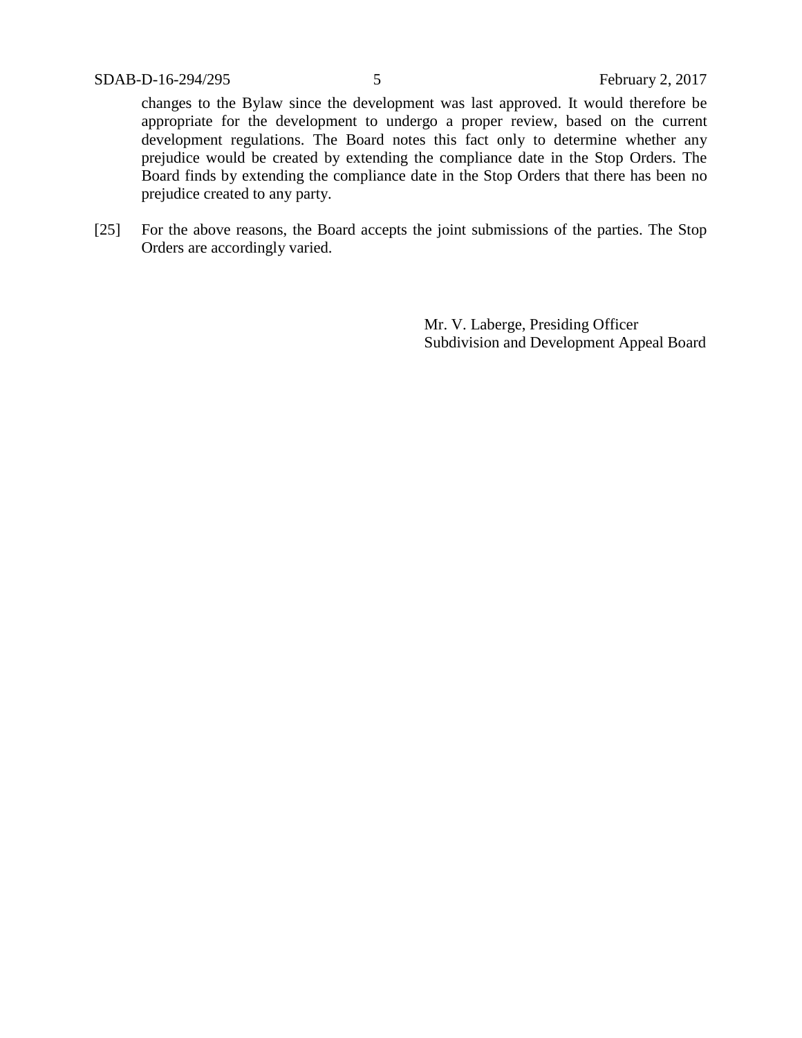changes to the Bylaw since the development was last approved. It would therefore be appropriate for the development to undergo a proper review, based on the current development regulations. The Board notes this fact only to determine whether any prejudice would be created by extending the compliance date in the Stop Orders. The Board finds by extending the compliance date in the Stop Orders that there has been no prejudice created to any party.

[25] For the above reasons, the Board accepts the joint submissions of the parties. The Stop Orders are accordingly varied.

Mr. V. Laberge, Presiding Officer
Subdivision and Development Appeal Board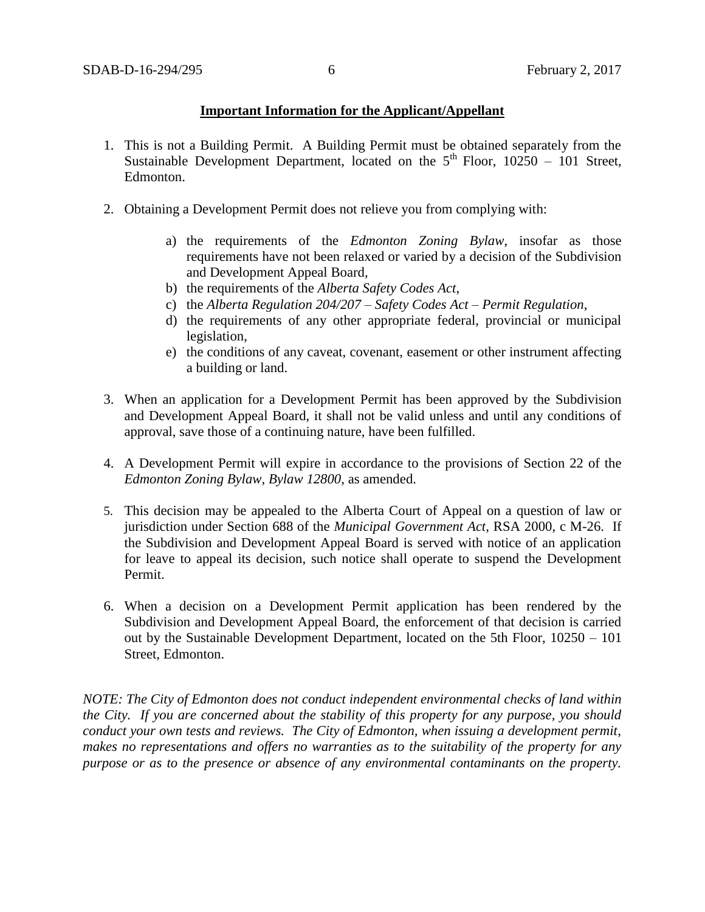**Important Information for the Applicant/Appellant**

1. This is not a Building Permit. A Building Permit must be obtained separately from the Sustainable Development Department, located on the 5th Floor, 10250 – 101 Street, Edmonton.

2. Obtaining a Development Permit does not relieve you from complying with:

    a) the requirements of the *Edmonton Zoning Bylaw*, insofar as those requirements have not been relaxed or varied by a decision of the Subdivision and Development Appeal Board,
    b) the requirements of the *Alberta Safety Codes Act*,
    c) the *Alberta Regulation 204/207 – Safety Codes Act – Permit Regulation*,
    d) the requirements of any other appropriate federal, provincial or municipal legislation,
    e) the conditions of any caveat, covenant, easement or other instrument affecting a building or land.

3. When an application for a Development Permit has been approved by the Subdivision and Development Appeal Board, it shall not be valid unless and until any conditions of approval, save those of a continuing nature, have been fulfilled.

4. A Development Permit will expire in accordance to the provisions of Section 22 of the *Edmonton Zoning Bylaw, Bylaw 12800*, as amended.

5. This decision may be appealed to the Alberta Court of Appeal on a question of law or jurisdiction under Section 688 of the *Municipal Government Act*, RSA 2000, c M-26. If the Subdivision and Development Appeal Board is served with notice of an application for leave to appeal its decision, such notice shall operate to suspend the Development Permit.

6. When a decision on a Development Permit application has been rendered by the Subdivision and Development Appeal Board, the enforcement of that decision is carried out by the Sustainable Development Department, located on the 5th Floor, 10250 – 101 Street, Edmonton.

*NOTE: The City of Edmonton does not conduct independent environmental checks of land within the City. If you are concerned about the stability of this property for any purpose, you should conduct your own tests and reviews. The City of Edmonton, when issuing a development permit, makes no representations and offers no warranties as to the suitability of the property for any purpose or as to the presence or absence of any environmental contaminants on the property.*